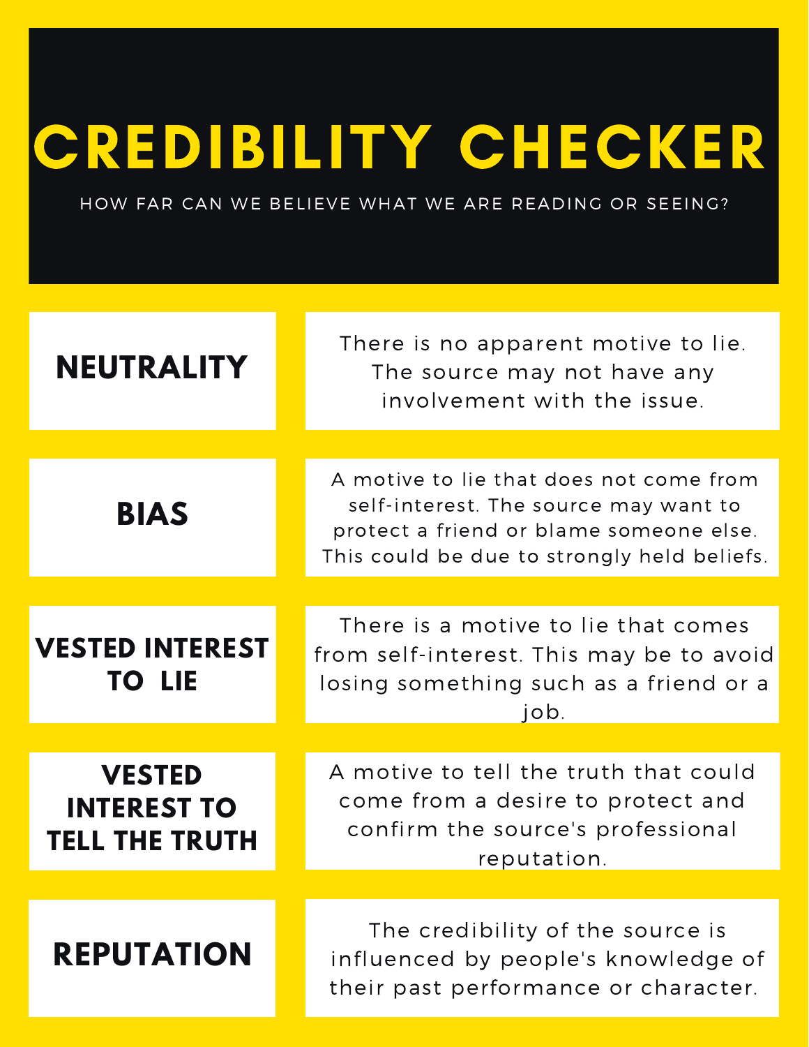# CREDIBILITY CHECKER

HOW FAR CAN WE BELIEVE WHAT WE ARE READING OR SEEING?

| | |
|---|---|
| **NEUTRALITY** | There is no apparent motive to lie. The source may not have any involvement with the issue. |
| **BIAS** | A motive to lie that does not come from self-interest. The source may want to protect a friend or blame someone else. This could be due to strongly held beliefs. |
| **VESTED INTEREST TO LIE** | There is a motive to lie that comes from self-interest. This may be to avoid losing something such as a friend or a job. |
| **VESTED INTEREST TO TELL THE TRUTH** | A motive to tell the truth that could come from a desire to protect and confirm the source's professional reputation. |
| **REPUTATION** | The credibility of the source is influenced by people's knowledge of their past performance or character. |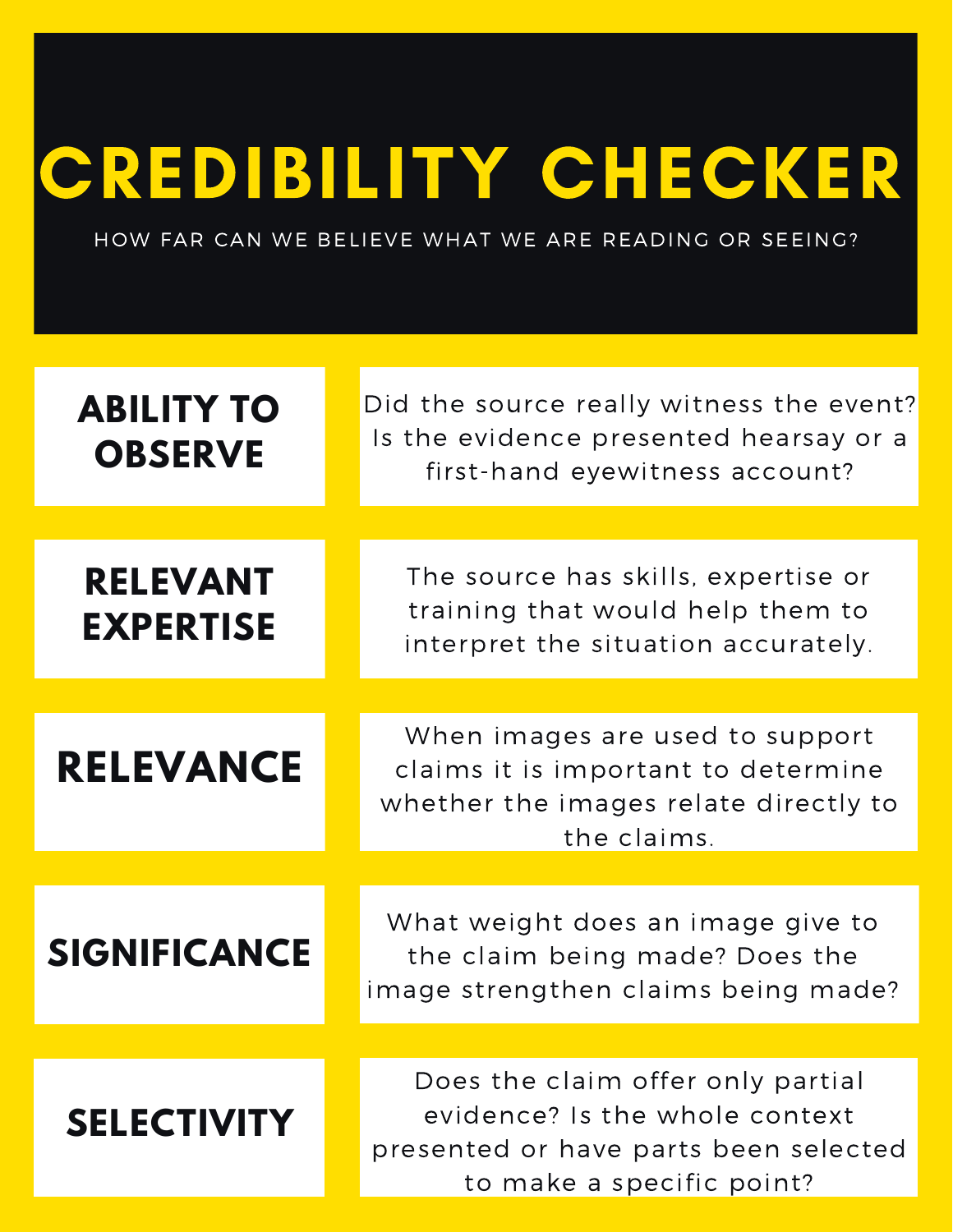# CREDIBILITY CHECKER

HOW FAR CAN WE BELIEVE WHAT WE ARE READING OR SEEING?

| | |
|---|---|
| **ABILITY TO OBSERVE** | Did the source really witness the event? Is the evidence presented hearsay or a first-hand eyewitness account? |
| **RELEVANT EXPERTISE** | The source has skills, expertise or training that would help them to interpret the situation accurately. |
| **RELEVANCE** | When images are used to support claims it is important to determine whether the images relate directly to the claims. |
| **SIGNIFICANCE** | What weight does an image give to the claim being made? Does the image strengthen claims being made? |
| **SELECTIVITY** | Does the claim offer only partial evidence? Is the whole context presented or have parts been selected to make a specific point? |